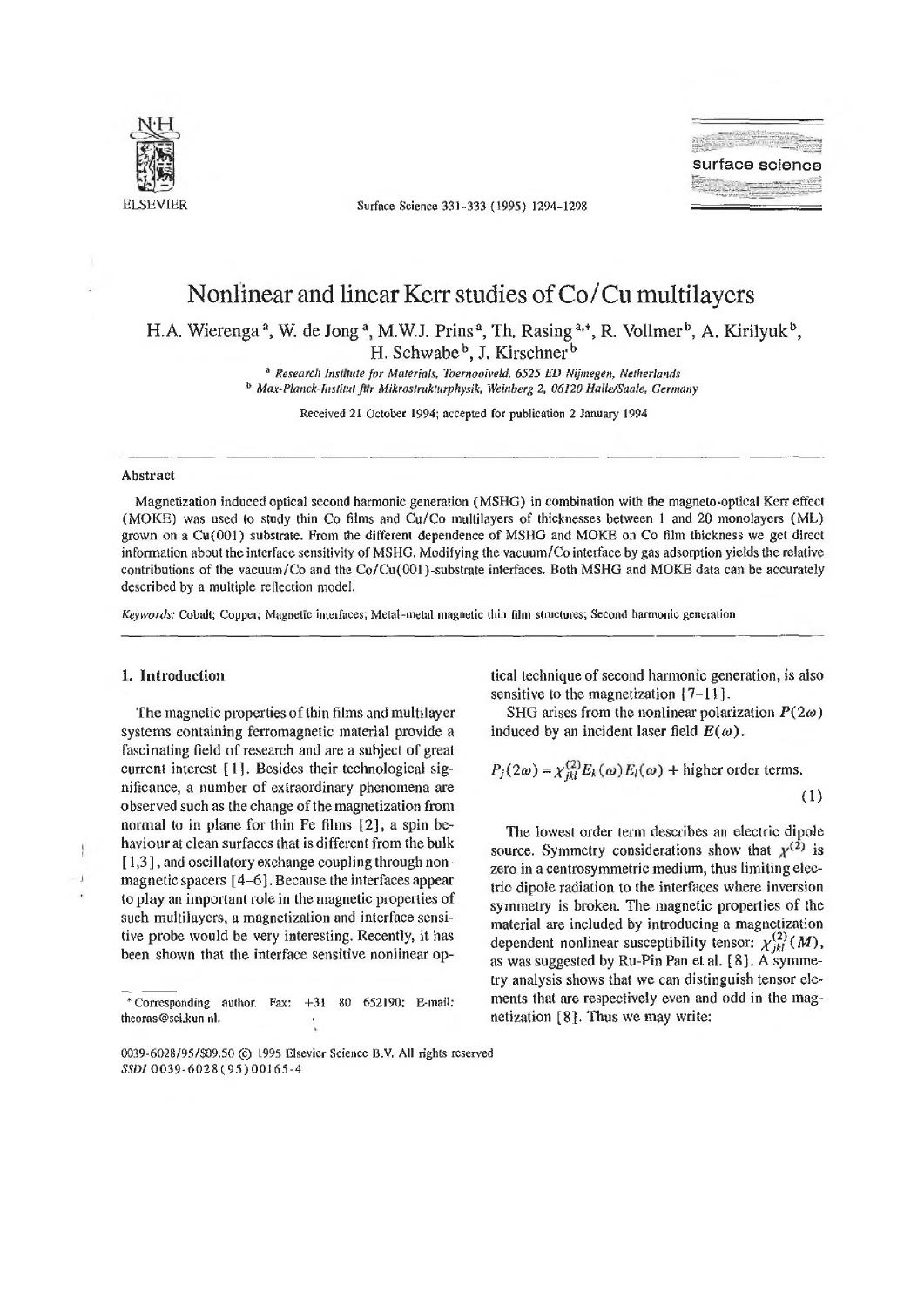# Nonlinear and linear Kerr studies of Co/Cu multilayers

H.A. Wierenga [a], W. de Jong [a], M.W.J. Prins [a], Th. Rasing [a,*], R. Vollmer [b], A. Kirilyuk [b], H. Schwabe [b], J. Kirschner [b]

[a] *Research Institute for Materials, Toernooiveld, 6525 ED Nijmegen, Netherlands*
[b] *Max-Planck-Institut für Mikrostrukturphysik, Weinberg 2, 06120 Halle/Saale, Germany*

Received 21 October 1994; accepted for publication 2 January 1994

## Abstract

Magnetization induced optical second harmonic generation (MSHG) in combination with the magneto-optical Kerr effect (MOKE) was used to study thin Co films and Cu/Co multilayers of thicknesses between 1 and 20 monolayers (ML) grown on a Cu(001) substrate. From the different dependence of MSHG and MOKE on Co film thickness we get direct information about the interface sensitivity of MSHG. Modifying the vacuum/Co interface by gas adsorption yields the relative contributions of the vacuum/Co and the Co/Cu(001)-substrate interfaces. Both MSHG and MOKE data can be accurately described by a multiple reflection model.

*Keywords:* Cobalt; Copper; Magnetic interfaces; Metal-metal magnetic thin film structures; Second harmonic generation

## 1. Introduction

The magnetic properties of thin films and multilayer systems containing ferromagnetic material provide a fascinating field of research and are a subject of great current interest [1]. Besides their technological significance, a number of extraordinary phenomena are observed such as the change of the magnetization from normal to in plane for thin Fe films [2], a spin behaviour at clean surfaces that is different from the bulk [1,3], and oscillatory exchange coupling through nonmagnetic spacers [4–6]. Because the interfaces appear to play an important role in the magnetic properties of such multilayers, a magnetization and interface sensitive probe would be very interesting. Recently, it has been shown that the interface sensitive nonlinear optical technique of second harmonic generation, is also sensitive to the magnetization [7–11].

SHG arises from the nonlinear polarization $P(2\omega)$ induced by an incident laser field $E(\omega)$.

$$P_j(2\omega) = \chi^{(2)}_{jkl} E_k(\omega) E_l(\omega) + \text{higher order terms.} \quad (1)$$

The lowest order term describes an electric dipole source. Symmetry considerations show that $\chi^{(2)}$ is zero in a centrosymmetric medium, thus limiting electric dipole radiation to the interfaces where inversion symmetry is broken. The magnetic properties of the material are included by introducing a magnetization dependent nonlinear susceptibility tensor: $\chi^{(2)}_{jkl}(M)$, as was suggested by Ru-Pin Pan et al. [8]. A symmetry analysis shows that we can distinguish tensor elements that are respectively even and odd in the magnetization [8]. Thus we may write:

---

* Corresponding author. Fax: +31 80 652190; E-mail: theoras@sci.kun.nl.

0039-6028/95/$09.50 © 1995 Elsevier Science B.V. All rights reserved
*SSDI* 0039-6028(95)00165-4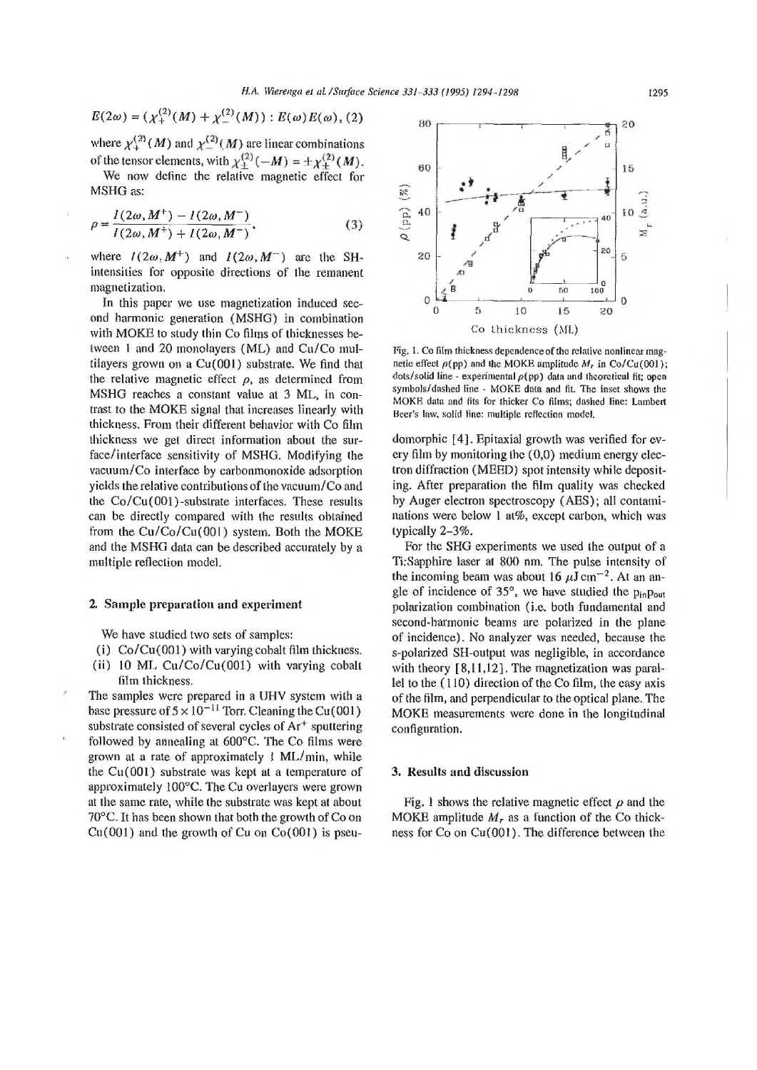$$E(2\omega) = (\chi_+^{(2)}(M) + \chi_-^{(2)}(M)) : E(\omega)E(\omega), \quad (2)$$

where $\chi_+^{(2)}(M)$ and $\chi_-^{(2)}(M)$ are linear combinations of the tensor elements, with $\chi_\pm^{(2)}(-M) = \pm\chi_\pm^{(2)}(M)$.

We now define the relative magnetic effect for MSHG as:

$$\rho = \frac{I(2\omega, M^+) - I(2\omega, M^-)}{I(2\omega, M^+) + I(2\omega, M^-)}, \quad (3)$$

where $I(2\omega, M^+)$ and $I(2\omega, M^-)$ are the SH-intensities for opposite directions of the remanent magnetization.

In this paper we use magnetization induced second harmonic generation (MSHG) in combination with MOKE to study thin Co films of thicknesses between 1 and 20 monolayers (ML) and Cu/Co multilayers grown on a Cu(001) substrate. We find that the relative magnetic effect $\rho$, as determined from MSHG reaches a constant value at 3 ML, in contrast to the MOKE signal that increases linearly with thickness. From their different behavior with Co film thickness we get direct information about the surface/interface sensitivity of MSHG. Modifying the vacuum/Co interface by carbonmonoxide adsorption yields the relative contributions of the vacuum/Co and the Co/Cu(001)-substrate interfaces. These results can be directly compared with the results obtained from the Cu/Co/Cu(001) system. Both the MOKE and the MSHG data can be described accurately by a multiple reflection model.

## 2. Sample preparation and experiment

We have studied two sets of samples:

(i) Co/Cu(001) with varying cobalt film thickness.
(ii) 10 ML Cu/Co/Cu(001) with varying cobalt film thickness.

The samples were prepared in a UHV system with a base pressure of $5 \times 10^{-11}$ Torr. Cleaning the Cu(001) substrate consisted of several cycles of $Ar^+$ sputtering followed by annealing at 600°C. The Co films were grown at a rate of approximately 1 ML/min, while the Cu(001) substrate was kept at a temperature of approximately 100°C. The Cu overlayers were grown at the same rate, while the substrate was kept at about 70°C. It has been shown that both the growth of Co on Cu(001) and the growth of Cu on Co(001) is pseudomorphic [4]. Epitaxial growth was verified for every film by monitoring the (0,0) medium energy electron diffraction (MEED) spot intensity while depositing. After preparation the film quality was checked by Auger electron spectroscopy (AES); all contaminations were below 1 at%, except carbon, which was typically 2–3%.

For the SHG experiments we used the output of a Ti:Sapphire laser at 800 nm. The pulse intensity of the incoming beam was about 16 $\mu$J cm$^{-2}$. At an angle of incidence of 35°, we have studied the $p_{in}p_{out}$ polarization combination (i.e. both fundamental and second-harmonic beams are polarized in the plane of incidence). No analyzer was needed, because the s-polarized SH-output was negligible, in accordance with theory [8,11,12]. The magnetization was parallel to the (110) direction of the Co film, the easy axis of the film, and perpendicular to the optical plane. The MOKE measurements were done in the longitudinal configuration.

Fig. 1. Co film thickness dependence of the relative nonlinear magnetic effect $\rho$(pp) and the MOKE amplitude $M_r$ in Co/Cu(001); dots/solid line - experimental $\rho$(pp) data and theoretical fit; open symbols/dashed line - MOKE data and fit. The inset shows the MOKE data and fits for thicker Co films; dashed line: Lambert Beer's law, solid line: multiple reflection model.

## 3. Results and discussion

Fig. 1 shows the relative magnetic effect $\rho$ and the MOKE amplitude $M_r$ as a function of the Co thickness for Co on Cu(001). The difference between the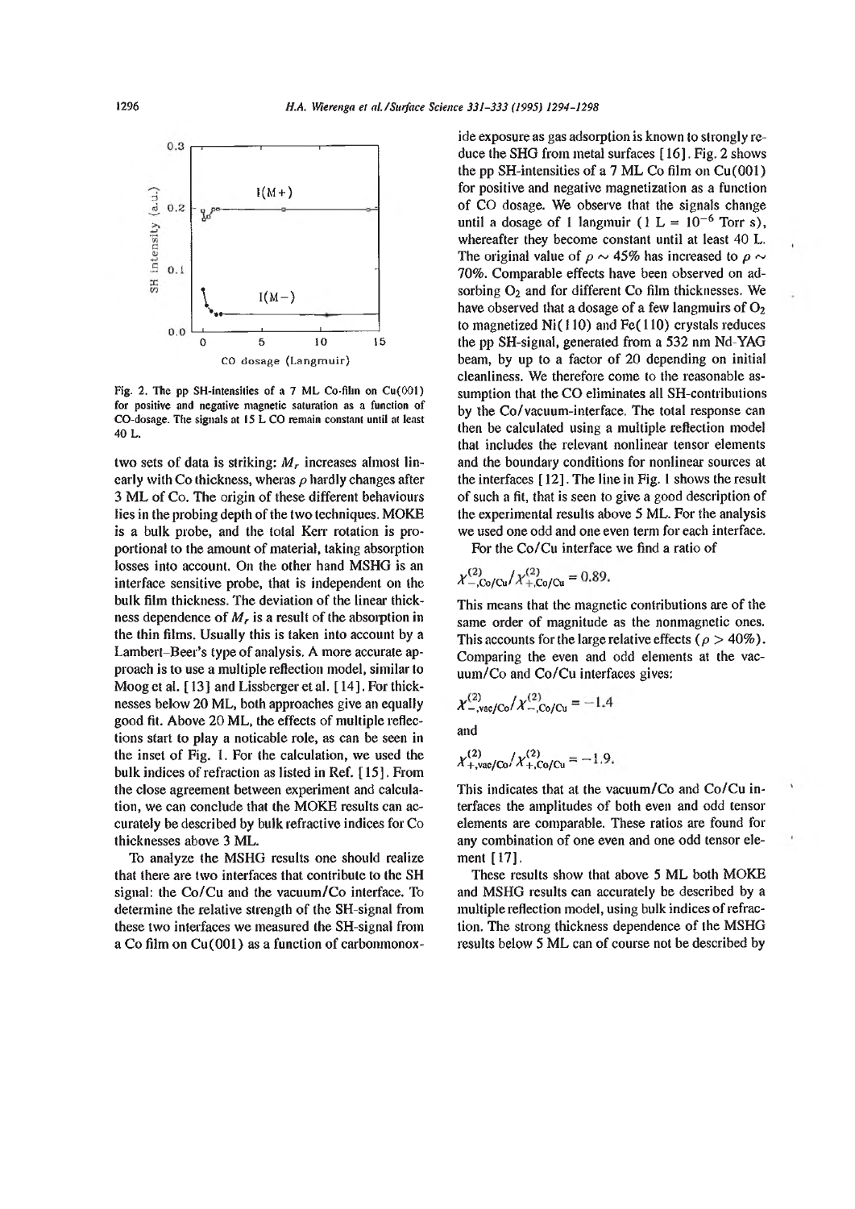Fig. 2. The pp SH-intensities of a 7 ML Co-film on Cu(001) for positive and negative magnetic saturation as a function of CO-dosage. The signals at 15 L CO remain constant until at least 40 L.

two sets of data is striking: $M_r$ increases almost linearly with Co thickness, wheras $\rho$ hardly changes after 3 ML of Co. The origin of these different behaviours lies in the probing depth of the two techniques. MOKE is a bulk probe, and the total Kerr rotation is proportional to the amount of material, taking absorption losses into account. On the other hand MSHG is an interface sensitive probe, that is independent on the bulk film thickness. The deviation of the linear thickness dependence of $M_r$ is a result of the absorption in the thin films. Usually this is taken into account by a Lambert–Beer's type of analysis. A more accurate approach is to use a multiple reflection model, similar to Moog et al. [13] and Lissberger et al. [14]. For thicknesses below 20 ML, both approaches give an equally good fit. Above 20 ML, the effects of multiple reflections start to play a noticable role, as can be seen in the inset of Fig. 1. For the calculation, we used the bulk indices of refraction as listed in Ref. [15]. From the close agreement between experiment and calculation, we can conclude that the MOKE results can accurately be described by bulk refractive indices for Co thicknesses above 3 ML.

To analyze the MSHG results one should realize that there are two interfaces that contribute to the SH signal: the Co/Cu and the vacuum/Co interface. To determine the relative strength of the SH-signal from these two interfaces we measured the SH-signal from a Co film on Cu(001) as a function of carbonmonoxide exposure as gas adsorption is known to strongly reduce the SHG from metal surfaces [16]. Fig. 2 shows the pp SH-intensities of a 7 ML Co film on Cu(001) for positive and negative magnetization as a function of CO dosage. We observe that the signals change until a dosage of 1 langmuir (1 L = $10^{-6}$ Torr s), whereafter they become constant until at least 40 L. The original value of $\rho \sim 45\%$ has increased to $\rho \sim 70\%$. Comparable effects have been observed on adsorbing $O_2$ and for different Co film thicknesses. We have observed that a dosage of a few langmuirs of $O_2$ to magnetized Ni(110) and Fe(110) crystals reduces the pp SH-signal, generated from a 532 nm Nd-YAG beam, by up to a factor of 20 depending on initial cleanliness. We therefore come to the reasonable assumption that the CO eliminates all SH-contributions by the Co/vacuum-interface. The total response can then be calculated using a multiple reflection model that includes the relevant nonlinear tensor elements and the boundary conditions for nonlinear sources at the interfaces [12]. The line in Fig. 1 shows the result of such a fit, that is seen to give a good description of the experimental results above 5 ML. For the analysis we used one odd and one even term for each interface.

For the Co/Cu interface we find a ratio of

$$\chi^{(2)}_{-,\mathrm{Co/Cu}}/\chi^{(2)}_{+,\mathrm{Co/Cu}} = 0.89.$$

This means that the magnetic contributions are of the same order of magnitude as the nonmagnetic ones. This accounts for the large relative effects ($\rho > 40\%$). Comparing the even and odd elements at the vacuum/Co and Co/Cu interfaces gives:

$$\chi^{(2)}_{-,\mathrm{vac/Co}}/\chi^{(2)}_{-,\mathrm{Co/Cu}} = -1.4$$

and

$$\chi^{(2)}_{+,\mathrm{vac/Co}}/\chi^{(2)}_{+,\mathrm{Co/Cu}} = -1.9.$$

This indicates that at the vacuum/Co and Co/Cu interfaces the amplitudes of both even and odd tensor elements are comparable. These ratios are found for any combination of one even and one odd tensor element [17].

These results show that above 5 ML both MOKE and MSHG results can accurately be described by a multiple reflection model, using bulk indices of refraction. The strong thickness dependence of the MSHG results below 5 ML can of course not be described by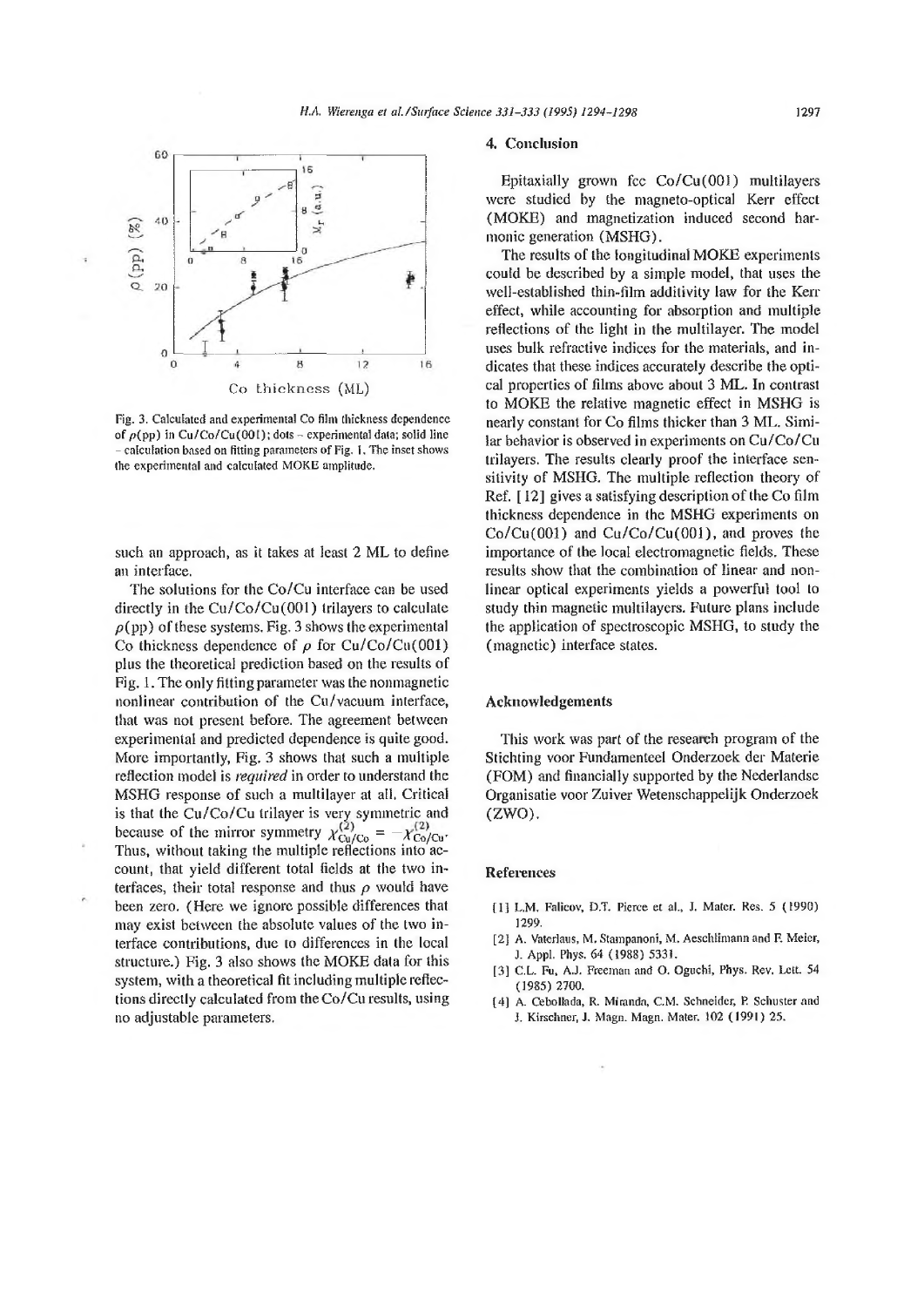Fig. 3. Calculated and experimental Co film thickness dependence of $\rho$(pp) in Cu/Co/Cu(001); dots – experimental data; solid line – calculation based on fitting parameters of Fig. 1. The inset shows the experimental and calculated MOKE amplitude.

such an approach, as it takes at least 2 ML to define an interface.

The solutions for the Co/Cu interface can be used directly in the Cu/Co/Cu(001) trilayers to calculate $\rho$(pp) of these systems. Fig. 3 shows the experimental Co thickness dependence of $\rho$ for Cu/Co/Cu(001) plus the theoretical prediction based on the results of Fig. 1. The only fitting parameter was the nonmagnetic nonlinear contribution of the Cu/vacuum interface, that was not present before. The agreement between experimental and predicted dependence is quite good. More importantly, Fig. 3 shows that such a multiple reflection model is *required* in order to understand the MSHG response of such a multilayer at all. Critical is that the Cu/Co/Cu trilayer is very symmetric and because of the mirror symmetry $\chi^{(2)}_{Cu/Co} = -\chi^{(2)}_{Co/Cu}$. Thus, without taking the multiple reflections into account, that yield different total fields at the two interfaces, their total response and thus $\rho$ would have been zero. (Here we ignore possible differences that may exist between the absolute values of the two interface contributions, due to differences in the local structure.) Fig. 3 also shows the MOKE data for this system, with a theoretical fit including multiple reflections directly calculated from the Co/Cu results, using no adjustable parameters.

## 4. Conclusion

Epitaxially grown fcc Co/Cu(001) multilayers were studied by the magneto-optical Kerr effect (MOKE) and magnetization induced second harmonic generation (MSHG).

The results of the longitudinal MOKE experiments could be described by a simple model, that uses the well-established thin-film additivity law for the Kerr effect, while accounting for absorption and multiple reflections of the light in the multilayer. The model uses bulk refractive indices for the materials, and indicates that these indices accurately describe the optical properties of films above about 3 ML. In contrast to MOKE the relative magnetic effect in MSHG is nearly constant for Co films thicker than 3 ML. Similar behavior is observed in experiments on Cu/Co/Cu trilayers. The results clearly proof the interface sensitivity of MSHG. The multiple reflection theory of Ref. [12] gives a satisfying description of the Co film thickness dependence in the MSHG experiments on Co/Cu(001) and Cu/Co/Cu(001), and proves the importance of the local electromagnetic fields. These results show that the combination of linear and nonlinear optical experiments yields a powerful tool to study thin magnetic multilayers. Future plans include the application of spectroscopic MSHG, to study the (magnetic) interface states.

## Acknowledgements

This work was part of the research program of the Stichting voor Fundamenteel Onderzoek der Materie (FOM) and financially supported by the Nederlandse Organisatie voor Zuiver Wetenschappelijk Onderzoek (ZWO).

## References

[1] L.M. Falicov, D.T. Pierce et al., J. Mater. Res. 5 (1990) 1299.

[2] A. Vaterlaus, M. Stampanoni, M. Aeschlimann and F. Meier, J. Appl. Phys. 64 (1988) 5331.

[3] C.L. Fu, A.J. Freeman and O. Oguchi, Phys. Rev. Lett. 54 (1985) 2700.

[4] A. Cebollada, R. Miranda, C.M. Schneider, P. Schuster and J. Kirschner, J. Magn. Magn. Mater. 102 (1991) 25.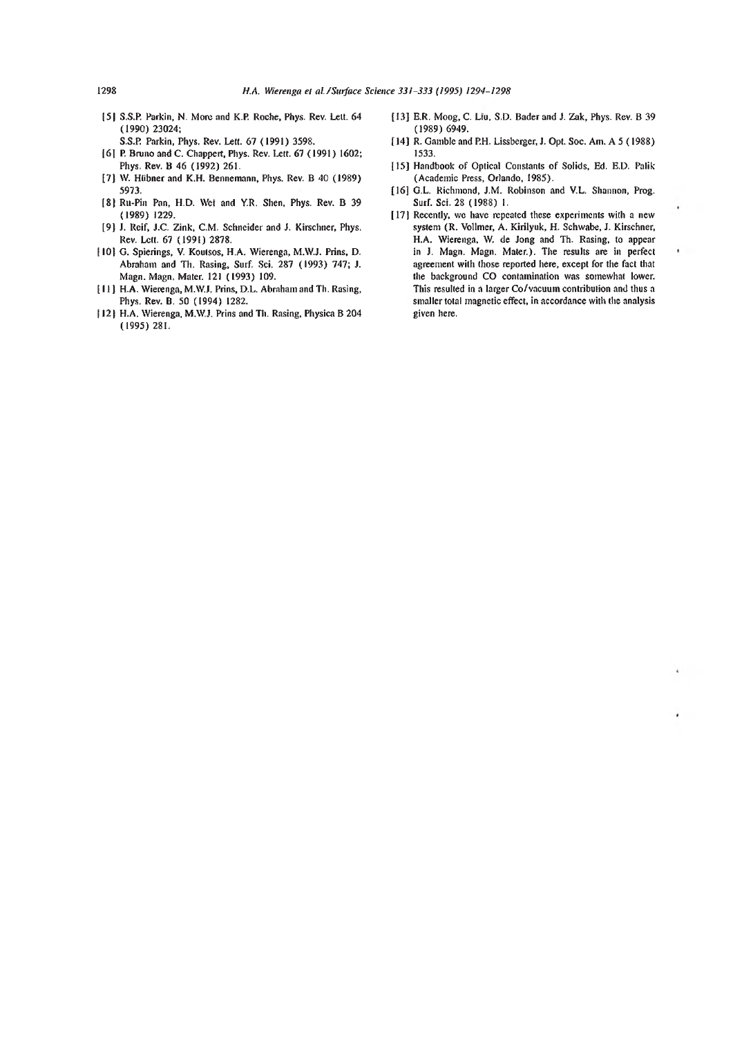[5] S.S.P. Parkin, N. More and K.P. Roche, Phys. Rev. Lett. 64 (1990) 23024;
S.S.P. Parkin, Phys. Rev. Lett. 67 (1991) 3598.

[6] P. Bruno and C. Chappert, Phys. Rev. Lett. 67 (1991) 1602; Phys. Rev. B 46 (1992) 261.

[7] W. Hübner and K.H. Bennemann, Phys. Rev. B 40 (1989) 5973.

[8] Ru-Pin Pan, H.D. Wei and Y.R. Shen, Phys. Rev. B 39 (1989) 1229.

[9] J. Reif, J.C. Zink, C.M. Schneider and J. Kirschner, Phys. Rev. Lett. 67 (1991) 2878.

[10] G. Spierings, V. Koutsos, H.A. Wierenga, M.W.J. Prins, D. Abraham and Th. Rasing, Surf. Sci. 287 (1993) 747; J. Magn. Magn. Mater. 121 (1993) 109.

[11] H.A. Wierenga, M.W.J. Prins, D.L. Abraham and Th. Rasing, Phys. Rev. B. 50 (1994) 1282.

[12] H.A. Wierenga, M.W.J. Prins and Th. Rasing, Physica B 204 (1995) 281.

[13] E.R. Moog, C. Liu, S.D. Bader and J. Zak, Phys. Rev. B 39 (1989) 6949.

[14] R. Gamble and P.H. Lissberger, J. Opt. Soc. Am. A 5 (1988) 1533.

[15] Handbook of Optical Constants of Solids, Ed. E.D. Palik (Academic Press, Orlando, 1985).

[16] G.L. Richmond, J.M. Robinson and V.L. Shannon, Prog. Surf. Sci. 28 (1988) 1.

[17] Recently, we have repeated these experiments with a new system (R. Vollmer, A. Kirilyuk, H. Schwabe, J. Kirschner, H.A. Wierenga, W. de Jong and Th. Rasing, to appear in J. Magn. Magn. Mater.). The results are in perfect agreement with those reported here, except for the fact that the background CO contamination was somewhat lower. This resulted in a larger Co/vacuum contribution and thus a smaller total magnetic effect, in accordance with the analysis given here.